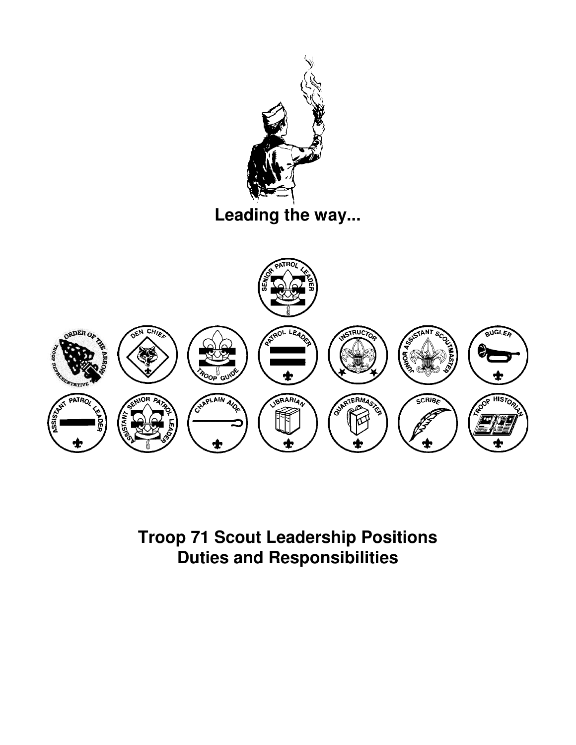**Leading the way...**

# Troop 71 Scout Leadership Positions
# Duties and Responsibilities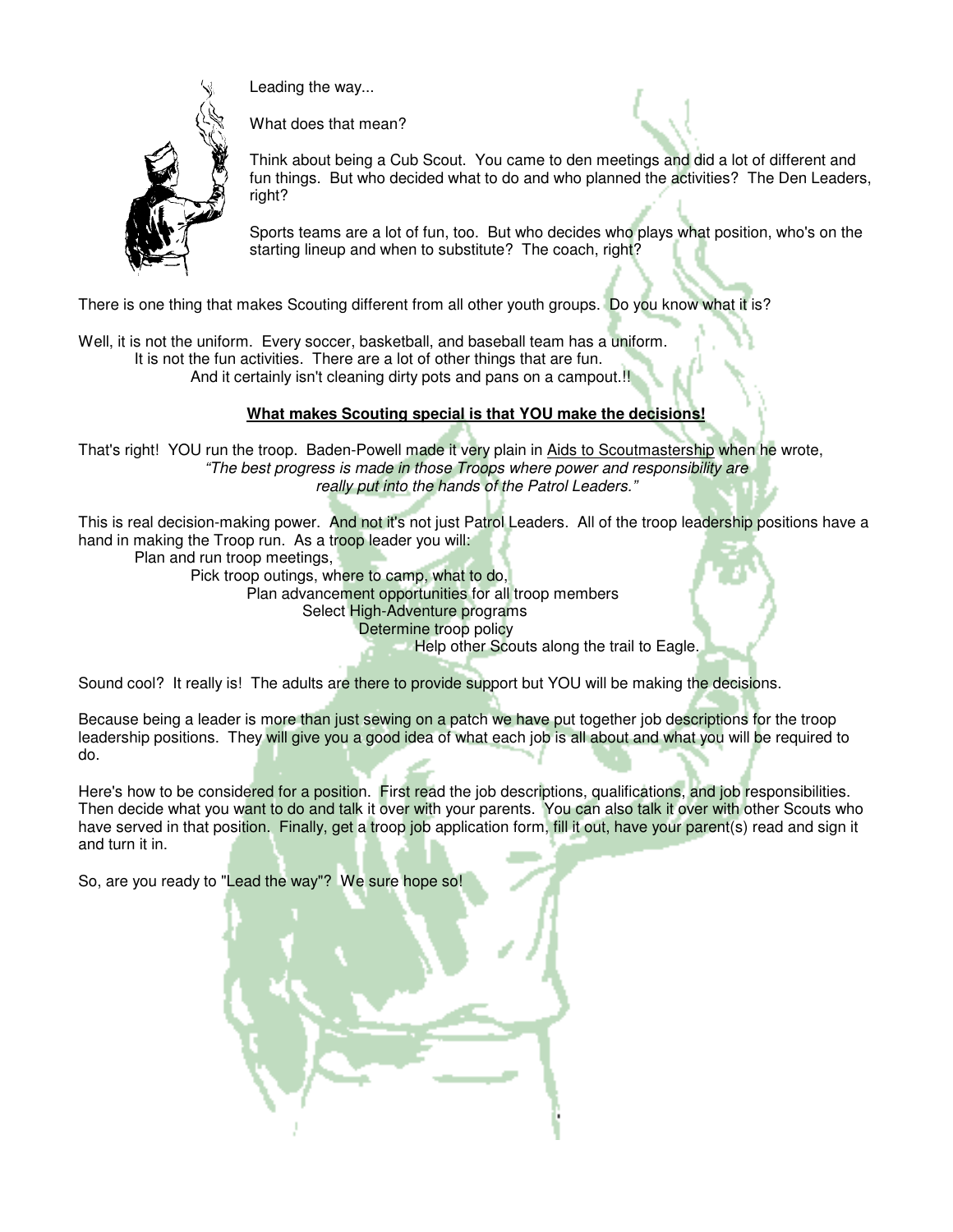Leading the way...

What does that mean?

Think about being a Cub Scout. You came to den meetings and did a lot of different and fun things. But who decided what to do and who planned the activities? The Den Leaders, right?

Sports teams are a lot of fun, too. But who decides who plays what position, who's on the starting lineup and when to substitute? The coach, right?

There is one thing that makes Scouting different from all other youth groups. Do you know what it is?

Well, it is not the uniform. Every soccer, basketball, and baseball team has a uniform.
It is not the fun activities. There are a lot of other things that are fun.
And it certainly isn't cleaning dirty pots and pans on a campout.!!

**What makes Scouting special is that YOU make the decisions!**

That's right! YOU run the troop. Baden-Powell made it very plain in Aids to Scoutmastership when he wrote,
*"The best progress is made in those Troops where power and responsibility are really put into the hands of the Patrol Leaders."*

This is real decision-making power. And not it's not just Patrol Leaders. All of the troop leadership positions have a hand in making the Troop run. As a troop leader you will:

- Plan and run troop meetings,
- Pick troop outings, where to camp, what to do,
- Plan advancement opportunities for all troop members
- Select High-Adventure programs
- Determine troop policy
- Help other Scouts along the trail to Eagle.

Sound cool? It really is! The adults are there to provide support but YOU will be making the decisions.

Because being a leader is more than just sewing on a patch we have put together job descriptions for the troop leadership positions. They will give you a good idea of what each job is all about and what you will be required to do.

Here's how to be considered for a position. First read the job descriptions, qualifications, and job responsibilities. Then decide what you want to do and talk it over with your parents. You can also talk it over with other Scouts who have served in that position. Finally, get a troop job application form, fill it out, have your parent(s) read and sign it and turn it in.

So, are you ready to "Lead the way"? We sure hope so!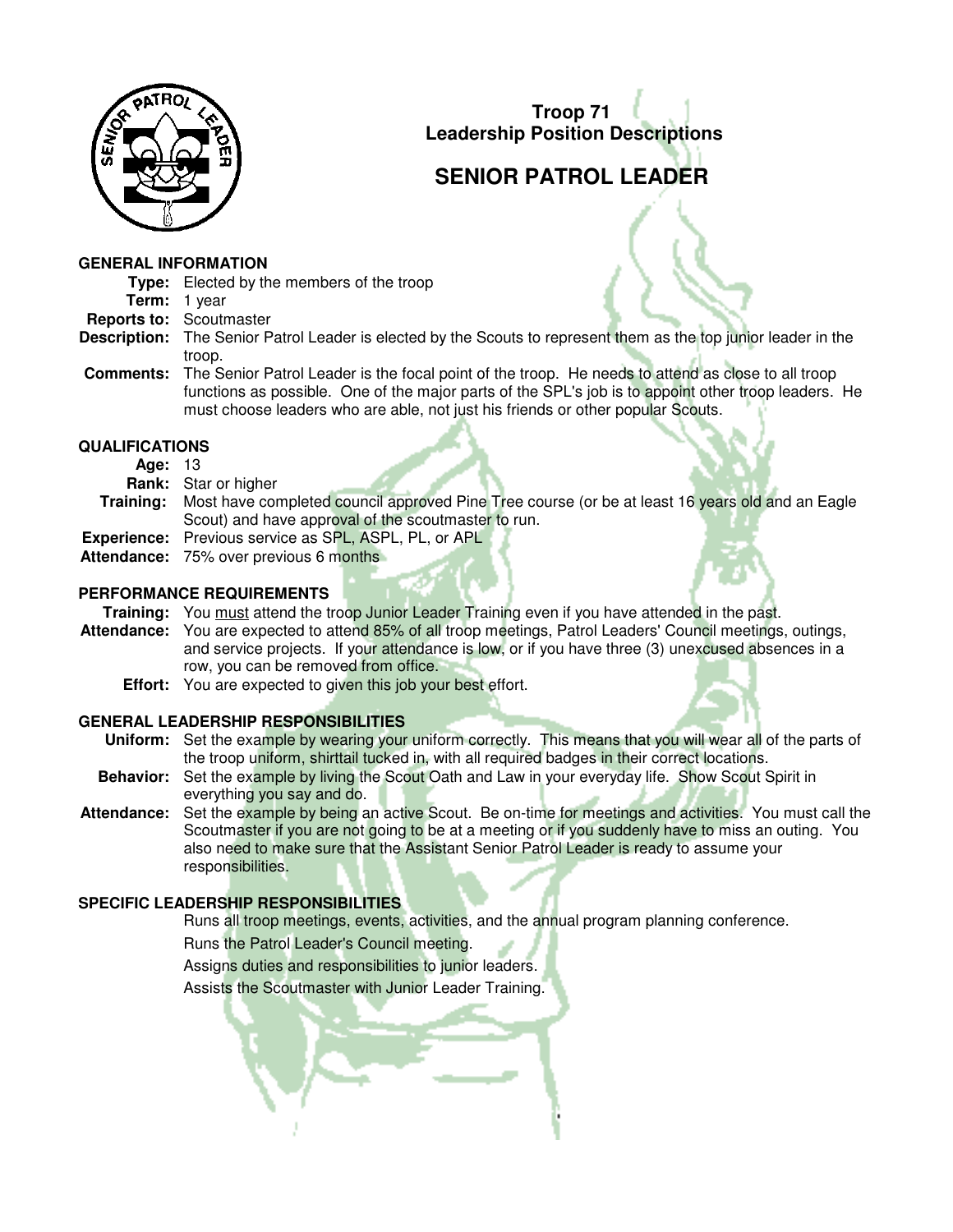## Troop 71
## Leadership Position Descriptions

# SENIOR PATROL LEADER

### GENERAL INFORMATION

**Type:** Elected by the members of the troop

**Term:** 1 year

**Reports to:** Scoutmaster

**Description:** The Senior Patrol Leader is elected by the Scouts to represent them as the top junior leader in the troop.

**Comments:** The Senior Patrol Leader is the focal point of the troop. He needs to attend as close to all troop functions as possible. One of the major parts of the SPL's job is to appoint other troop leaders. He must choose leaders who are able, not just his friends or other popular Scouts.

### QUALIFICATIONS

**Age:** 13

**Rank:** Star or higher

**Training:** Most have completed council approved Pine Tree course (or be at least 16 years old and an Eagle Scout) and have approval of the scoutmaster to run.

**Experience:** Previous service as SPL, ASPL, PL, or APL

**Attendance:** 75% over previous 6 months

### PERFORMANCE REQUIREMENTS

**Training:** You <u>must</u> attend the troop Junior Leader Training even if you have attended in the past.

**Attendance:** You are expected to attend 85% of all troop meetings, Patrol Leaders' Council meetings, outings, and service projects. If your attendance is low, or if you have three (3) unexcused absences in a row, you can be removed from office.

**Effort:** You are expected to given this job your best effort.

### GENERAL LEADERSHIP RESPONSIBILITIES

**Uniform:** Set the example by wearing your uniform correctly. This means that you will wear all of the parts of the troop uniform, shirttail tucked in, with all required badges in their correct locations.

**Behavior:** Set the example by living the Scout Oath and Law in your everyday life. Show Scout Spirit in everything you say and do.

**Attendance:** Set the example by being an active Scout. Be on-time for meetings and activities. You must call the Scoutmaster if you are not going to be at a meeting or if you suddenly have to miss an outing. You also need to make sure that the Assistant Senior Patrol Leader is ready to assume your responsibilities.

### SPECIFIC LEADERSHIP RESPONSIBILITIES

Runs all troop meetings, events, activities, and the annual program planning conference.

Runs the Patrol Leader's Council meeting.

Assigns duties and responsibilities to junior leaders.

Assists the Scoutmaster with Junior Leader Training.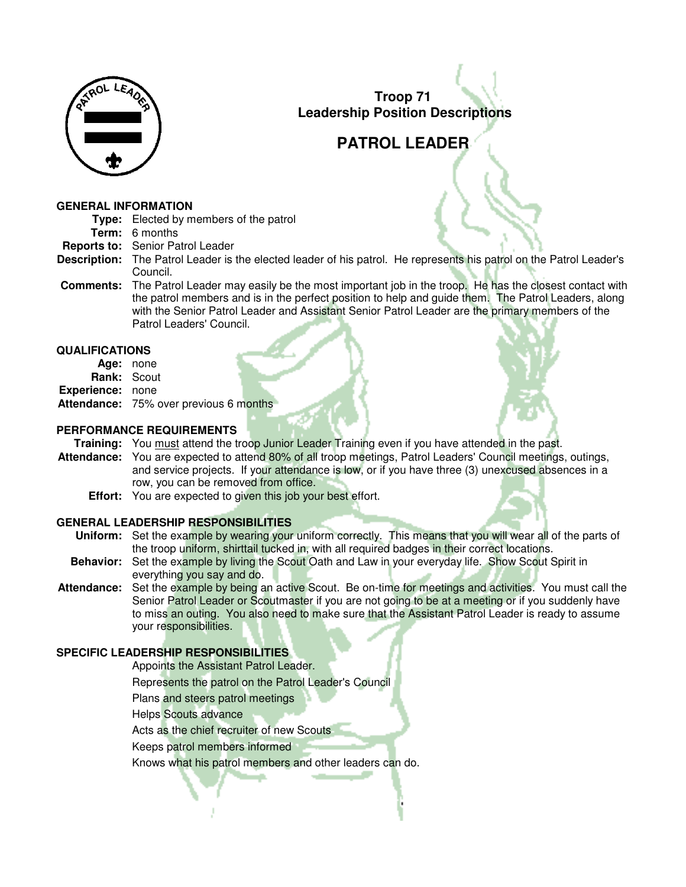# Troop 71
## Leadership Position Descriptions

# PATROL LEADER

### GENERAL INFORMATION

**Type:** Elected by members of the patrol

**Term:** 6 months

**Reports to:** Senior Patrol Leader

**Description:** The Patrol Leader is the elected leader of his patrol. He represents his patrol on the Patrol Leader's Council.

**Comments:** The Patrol Leader may easily be the most important job in the troop. He has the closest contact with the patrol members and is in the perfect position to help and guide them. The Patrol Leaders, along with the Senior Patrol Leader and Assistant Senior Patrol Leader are the primary members of the Patrol Leaders' Council.

### QUALIFICATIONS

**Age:** none

**Rank:** Scout

**Experience:** none

**Attendance:** 75% over previous 6 months

### PERFORMANCE REQUIREMENTS

**Training:** You must attend the troop Junior Leader Training even if you have attended in the past.

**Attendance:** You are expected to attend 80% of all troop meetings, Patrol Leaders' Council meetings, outings, and service projects. If your attendance is low, or if you have three (3) unexcused absences in a row, you can be removed from office.

**Effort:** You are expected to given this job your best effort.

### GENERAL LEADERSHIP RESPONSIBILITIES

**Uniform:** Set the example by wearing your uniform correctly. This means that you will wear all of the parts of the troop uniform, shirttail tucked in, with all required badges in their correct locations.

**Behavior:** Set the example by living the Scout Oath and Law in your everyday life. Show Scout Spirit in everything you say and do.

**Attendance:** Set the example by being an active Scout. Be on-time for meetings and activities. You must call the Senior Patrol Leader or Scoutmaster if you are not going to be at a meeting or if you suddenly have to miss an outing. You also need to make sure that the Assistant Patrol Leader is ready to assume your responsibilities.

### SPECIFIC LEADERSHIP RESPONSIBILITIES

Appoints the Assistant Patrol Leader.

Represents the patrol on the Patrol Leader's Council

Plans and steers patrol meetings

Helps Scouts advance

Acts as the chief recruiter of new Scouts

Keeps patrol members informed

Knows what his patrol members and other leaders can do.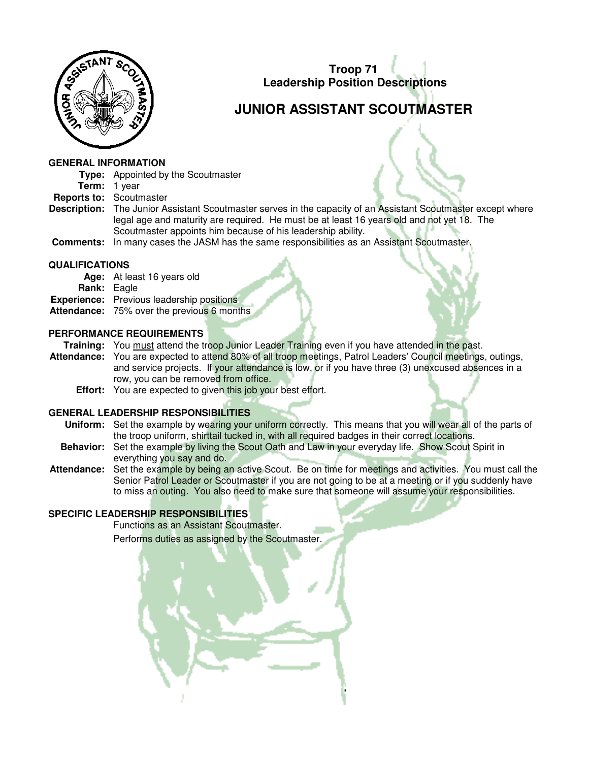# Troop 71
## Leadership Position Descriptions

# JUNIOR ASSISTANT SCOUTMASTER

### GENERAL INFORMATION

**Type:** Appointed by the Scoutmaster
**Term:** 1 year
**Reports to:** Scoutmaster
**Description:** The Junior Assistant Scoutmaster serves in the capacity of an Assistant Scoutmaster except where legal age and maturity are required. He must be at least 16 years old and not yet 18. The Scoutmaster appoints him because of his leadership ability.
**Comments:** In many cases the JASM has the same responsibilities as an Assistant Scoutmaster.

### QUALIFICATIONS

**Age:** At least 16 years old
**Rank:** Eagle
**Experience:** Previous leadership positions
**Attendance:** 75% over the previous 6 months

### PERFORMANCE REQUIREMENTS

**Training:** You <u>must</u> attend the troop Junior Leader Training even if you have attended in the past.
**Attendance:** You are expected to attend 80% of all troop meetings, Patrol Leaders' Council meetings, outings, and service projects. If your attendance is low, or if you have three (3) unexcused absences in a row, you can be removed from office.
**Effort:** You are expected to given this job your best effort.

### GENERAL LEADERSHIP RESPONSIBILITIES

**Uniform:** Set the example by wearing your uniform correctly. This means that you will wear all of the parts of the troop uniform, shirttail tucked in, with all required badges in their correct locations.
**Behavior:** Set the example by living the Scout Oath and Law in your everyday life. Show Scout Spirit in everything you say and do.
**Attendance:** Set the example by being an active Scout. Be on time for meetings and activities. You must call the Senior Patrol Leader or Scoutmaster if you are not going to be at a meeting or if you suddenly have to miss an outing. You also need to make sure that someone will assume your responsibilities.

### SPECIFIC LEADERSHIP RESPONSIBILITIES

Functions as an Assistant Scoutmaster.

Performs duties as assigned by the Scoutmaster.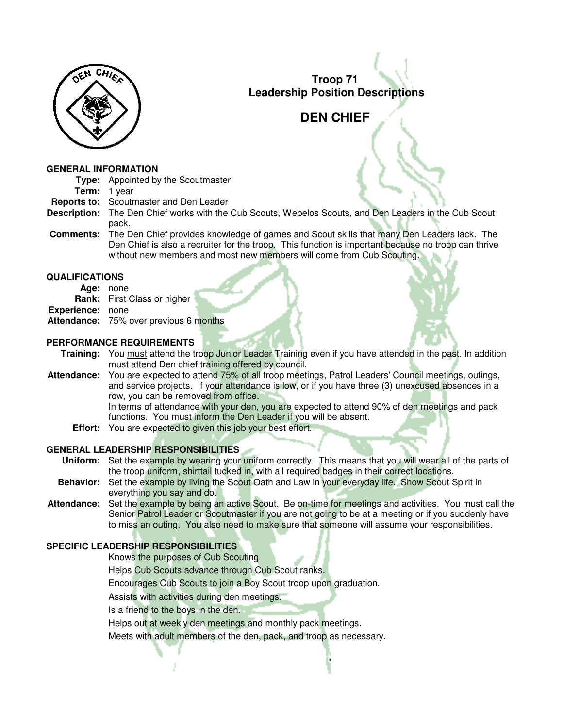# Troop 71
# Leadership Position Descriptions

## DEN CHIEF

### GENERAL INFORMATION

**Type:** Appointed by the Scoutmaster

**Term:** 1 year

**Reports to:** Scoutmaster and Den Leader

**Description:** The Den Chief works with the Cub Scouts, Webelos Scouts, and Den Leaders in the Cub Scout pack.

**Comments:** The Den Chief provides knowledge of games and Scout skills that many Den Leaders lack. The Den Chief is also a recruiter for the troop. This function is important because no troop can thrive without new members and most new members will come from Cub Scouting.

### QUALIFICATIONS

**Age:** none

**Rank:** First Class or higher

**Experience:** none

**Attendance:** 75% over previous 6 months

### PERFORMANCE REQUIREMENTS

**Training:** You <u>must</u> attend the troop Junior Leader Training even if you have attended in the past. In addition must attend Den chief training offered by council.

**Attendance:** You are expected to attend 75% of all troop meetings, Patrol Leaders' Council meetings, outings, and service projects. If your attendance is low, or if you have three (3) unexcused absences in a row, you can be removed from office.
In terms of attendance with your den, you are expected to attend 90% of den meetings and pack functions. You must inform the Den Leader if you will be absent.

**Effort:** You are expected to given this job your best effort.

### GENERAL LEADERSHIP RESPONSIBILITIES

**Uniform:** Set the example by wearing your uniform correctly. This means that you will wear all of the parts of the troop uniform, shirttail tucked in, with all required badges in their correct locations.

**Behavior:** Set the example by living the Scout Oath and Law in your everyday life. Show Scout Spirit in everything you say and do.

**Attendance:** Set the example by being an active Scout. Be on-time for meetings and activities. You must call the Senior Patrol Leader or Scoutmaster if you are not going to be at a meeting or if you suddenly have to miss an outing. You also need to make sure that someone will assume your responsibilities.

### SPECIFIC LEADERSHIP RESPONSIBILITIES

Knows the purposes of Cub Scouting

Helps Cub Scouts advance through Cub Scout ranks.

Encourages Cub Scouts to join a Boy Scout troop upon graduation.

Assists with activities during den meetings.

Is a friend to the boys in the den.

Helps out at weekly den meetings and monthly pack meetings.

Meets with adult members of the den, pack, and troop as necessary.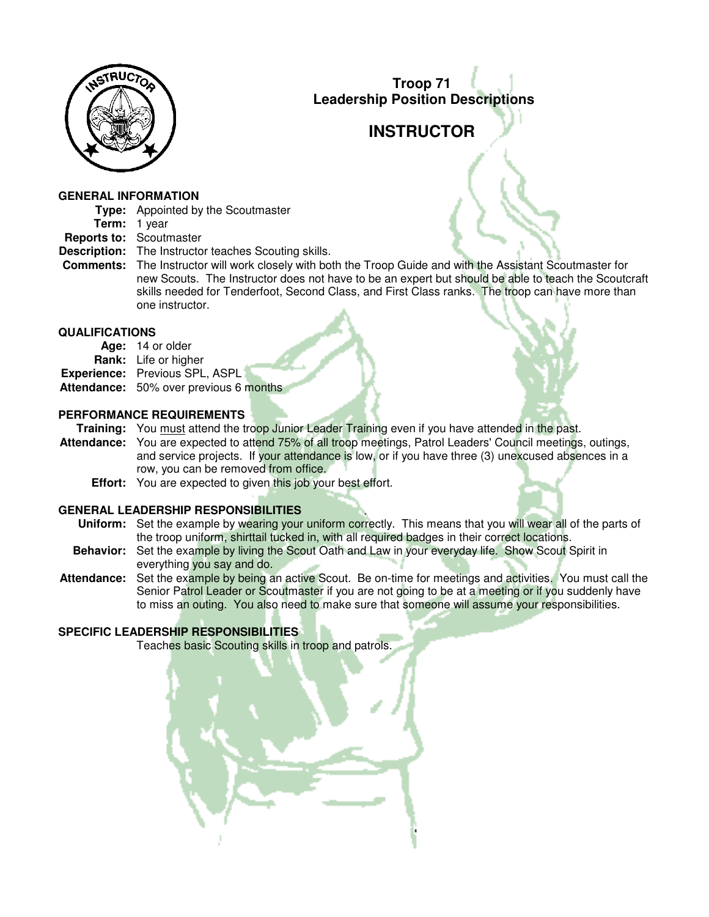# Troop 71
## Leadership Position Descriptions

# INSTRUCTOR

### GENERAL INFORMATION

**Type:** Appointed by the Scoutmaster

**Term:** 1 year

**Reports to:** Scoutmaster

**Description:** The Instructor teaches Scouting skills.

**Comments:** The Instructor will work closely with both the Troop Guide and with the Assistant Scoutmaster for new Scouts. The Instructor does not have to be an expert but should be able to teach the Scoutcraft skills needed for Tenderfoot, Second Class, and First Class ranks. The troop can have more than one instructor.

### QUALIFICATIONS

**Age:** 14 or older

**Rank:** Life or higher

**Experience:** Previous SPL, ASPL

**Attendance:** 50% over previous 6 months

### PERFORMANCE REQUIREMENTS

**Training:** You must attend the troop Junior Leader Training even if you have attended in the past.

**Attendance:** You are expected to attend 75% of all troop meetings, Patrol Leaders' Council meetings, outings, and service projects. If your attendance is low, or if you have three (3) unexcused absences in a row, you can be removed from office.

**Effort:** You are expected to given this job your best effort.

### GENERAL LEADERSHIP RESPONSIBILITIES

**Uniform:** Set the example by wearing your uniform correctly. This means that you will wear all of the parts of the troop uniform, shirttail tucked in, with all required badges in their correct locations.

**Behavior:** Set the example by living the Scout Oath and Law in your everyday life. Show Scout Spirit in everything you say and do.

**Attendance:** Set the example by being an active Scout. Be on-time for meetings and activities. You must call the Senior Patrol Leader or Scoutmaster if you are not going to be at a meeting or if you suddenly have to miss an outing. You also need to make sure that someone will assume your responsibilities.

### SPECIFIC LEADERSHIP RESPONSIBILITIES

Teaches basic Scouting skills in troop and patrols.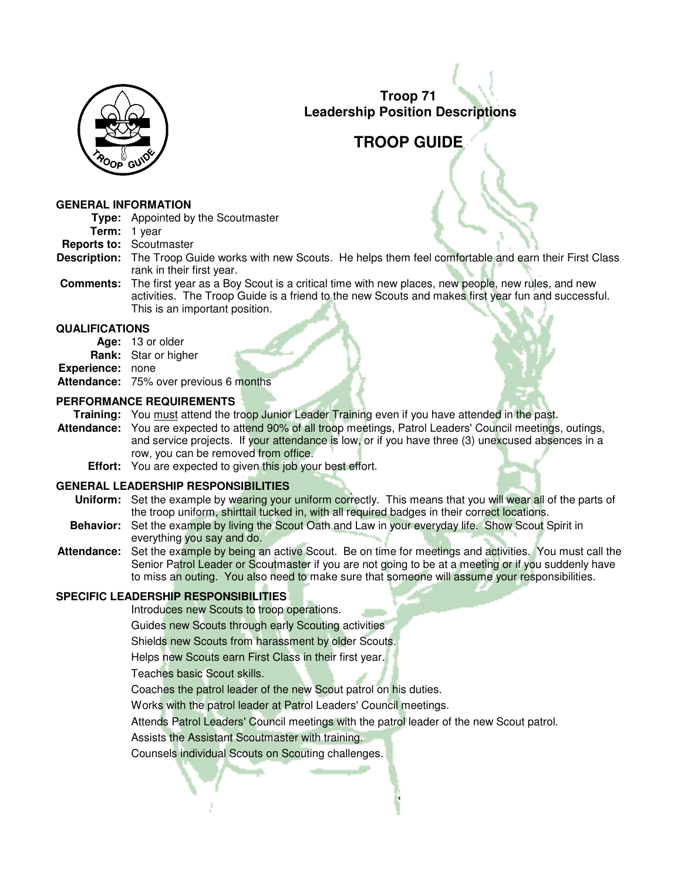# Troop 71
## Leadership Position Descriptions

# TROOP GUIDE

### GENERAL INFORMATION

**Type:** Appointed by the Scoutmaster

**Term:** 1 year

**Reports to:** Scoutmaster

**Description:** The Troop Guide works with new Scouts. He helps them feel comfortable and earn their First Class rank in their first year.

**Comments:** The first year as a Boy Scout is a critical time with new places, new people, new rules, and new activities. The Troop Guide is a friend to the new Scouts and makes first year fun and successful. This is an important position.

### QUALIFICATIONS

**Age:** 13 or older

**Rank:** Star or higher

**Experience:** none

**Attendance:** 75% over previous 6 months

### PERFORMANCE REQUIREMENTS

**Training:** You <u>must</u> attend the troop Junior Leader Training even if you have attended in the past.

**Attendance:** You are expected to attend 90% of all troop meetings, Patrol Leaders' Council meetings, outings, and service projects. If your attendance is low, or if you have three (3) unexcused absences in a row, you can be removed from office.

**Effort:** You are expected to given this job your best effort.

### GENERAL LEADERSHIP RESPONSIBILITIES

**Uniform:** Set the example by wearing your uniform correctly. This means that you will wear all of the parts of the troop uniform, shirttail tucked in, with all required badges in their correct locations.

**Behavior:** Set the example by living the Scout Oath and Law in your everyday life. Show Scout Spirit in everything you say and do.

**Attendance:** Set the example by being an active Scout. Be on time for meetings and activities. You must call the Senior Patrol Leader or Scoutmaster if you are not going to be at a meeting or if you suddenly have to miss an outing. You also need to make sure that someone will assume your responsibilities.

### SPECIFIC LEADERSHIP RESPONSIBILITIES

Introduces new Scouts to troop operations.

Guides new Scouts through early Scouting activities

Shields new Scouts from harassment by older Scouts.

Helps new Scouts earn First Class in their first year.

Teaches basic Scout skills.

Coaches the patrol leader of the new Scout patrol on his duties.

Works with the patrol leader at Patrol Leaders' Council meetings.

Attends Patrol Leaders' Council meetings with the patrol leader of the new Scout patrol.

Assists the Assistant Scoutmaster with training.

Counsels individual Scouts on Scouting challenges.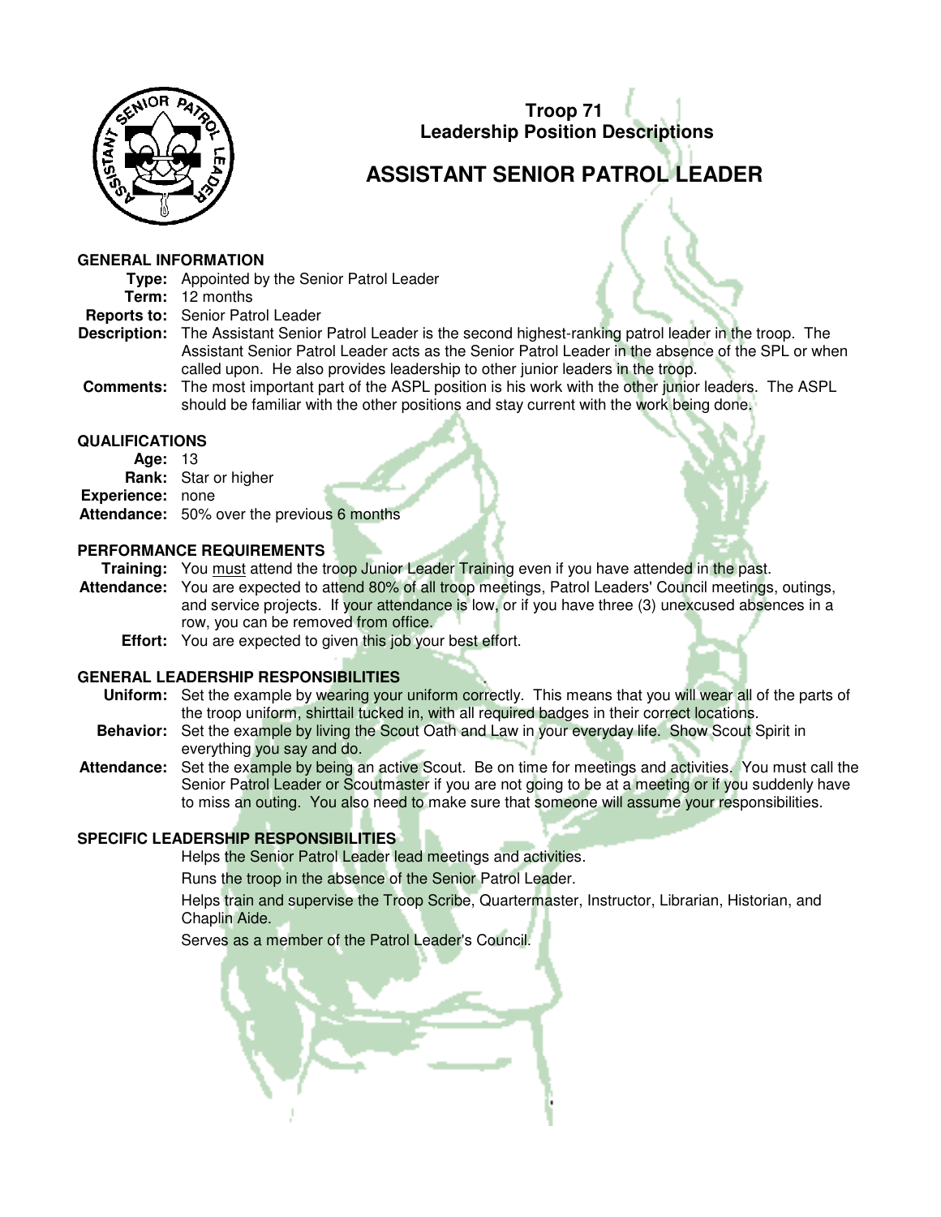**Troop 71**
**Leadership Position Descriptions**

# ASSISTANT SENIOR PATROL LEADER

### GENERAL INFORMATION

**Type:** Appointed by the Senior Patrol Leader

**Term:** 12 months

**Reports to:** Senior Patrol Leader

**Description:** The Assistant Senior Patrol Leader is the second highest-ranking patrol leader in the troop. The Assistant Senior Patrol Leader acts as the Senior Patrol Leader in the absence of the SPL or when called upon. He also provides leadership to other junior leaders in the troop.

**Comments:** The most important part of the ASPL position is his work with the other junior leaders. The ASPL should be familiar with the other positions and stay current with the work being done.

### QUALIFICATIONS

**Age:** 13

**Rank:** Star or higher

**Experience:** none

**Attendance:** 50% over the previous 6 months

### PERFORMANCE REQUIREMENTS

**Training:** You <u>must</u> attend the troop Junior Leader Training even if you have attended in the past.

**Attendance:** You are expected to attend 80% of all troop meetings, Patrol Leaders' Council meetings, outings, and service projects. If your attendance is low, or if you have three (3) unexcused absences in a row, you can be removed from office.

**Effort:** You are expected to given this job your best effort.

### GENERAL LEADERSHIP RESPONSIBILITIES

**Uniform:** Set the example by wearing your uniform correctly. This means that you will wear all of the parts of the troop uniform, shirttail tucked in, with all required badges in their correct locations.

**Behavior:** Set the example by living the Scout Oath and Law in your everyday life. Show Scout Spirit in everything you say and do.

**Attendance:** Set the example by being an active Scout. Be on time for meetings and activities. You must call the Senior Patrol Leader or Scoutmaster if you are not going to be at a meeting or if you suddenly have to miss an outing. You also need to make sure that someone will assume your responsibilities.

### SPECIFIC LEADERSHIP RESPONSIBILITIES

Helps the Senior Patrol Leader lead meetings and activities.

Runs the troop in the absence of the Senior Patrol Leader.

Helps train and supervise the Troop Scribe, Quartermaster, Instructor, Librarian, Historian, and Chaplin Aide.

Serves as a member of the Patrol Leader's Council.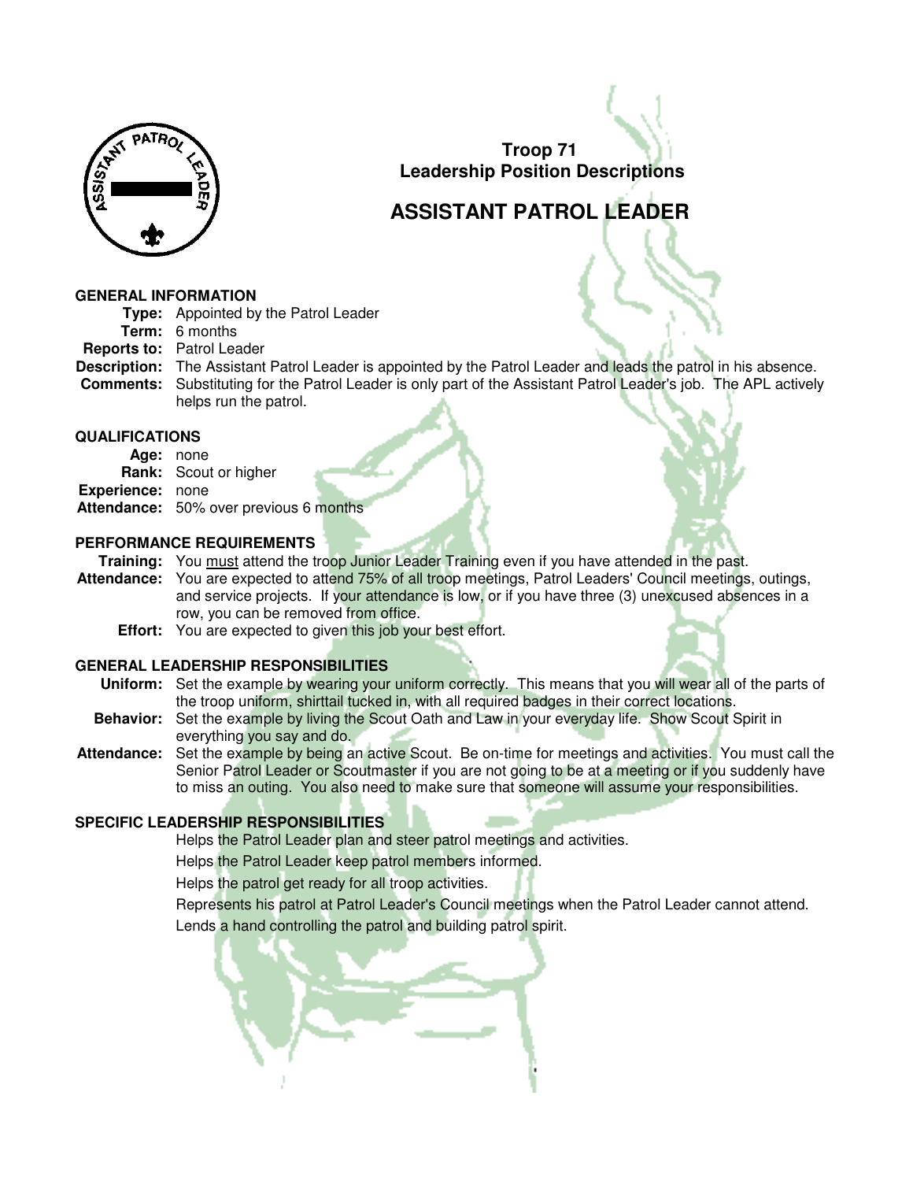# Troop 71
## Leadership Position Descriptions

# ASSISTANT PATROL LEADER

### GENERAL INFORMATION

**Type:** Appointed by the Patrol Leader

**Term:** 6 months

**Reports to:** Patrol Leader

**Description:** The Assistant Patrol Leader is appointed by the Patrol Leader and leads the patrol in his absence.

**Comments:** Substituting for the Patrol Leader is only part of the Assistant Patrol Leader's job. The APL actively helps run the patrol.

### QUALIFICATIONS

**Age:** none

**Rank:** Scout or higher

**Experience:** none

**Attendance:** 50% over previous 6 months

### PERFORMANCE REQUIREMENTS

**Training:** You must attend the troop Junior Leader Training even if you have attended in the past.

**Attendance:** You are expected to attend 75% of all troop meetings, Patrol Leaders' Council meetings, outings, and service projects. If your attendance is low, or if you have three (3) unexcused absences in a row, you can be removed from office.

**Effort:** You are expected to given this job your best effort.

### GENERAL LEADERSHIP RESPONSIBILITIES

**Uniform:** Set the example by wearing your uniform correctly. This means that you will wear all of the parts of the troop uniform, shirttail tucked in, with all required badges in their correct locations.

**Behavior:** Set the example by living the Scout Oath and Law in your everyday life. Show Scout Spirit in everything you say and do.

**Attendance:** Set the example by being an active Scout. Be on-time for meetings and activities. You must call the Senior Patrol Leader or Scoutmaster if you are not going to be at a meeting or if you suddenly have to miss an outing. You also need to make sure that someone will assume your responsibilities.

### SPECIFIC LEADERSHIP RESPONSIBILITIES

Helps the Patrol Leader plan and steer patrol meetings and activities.

Helps the Patrol Leader keep patrol members informed.

Helps the patrol get ready for all troop activities.

Represents his patrol at Patrol Leader's Council meetings when the Patrol Leader cannot attend.

Lends a hand controlling the patrol and building patrol spirit.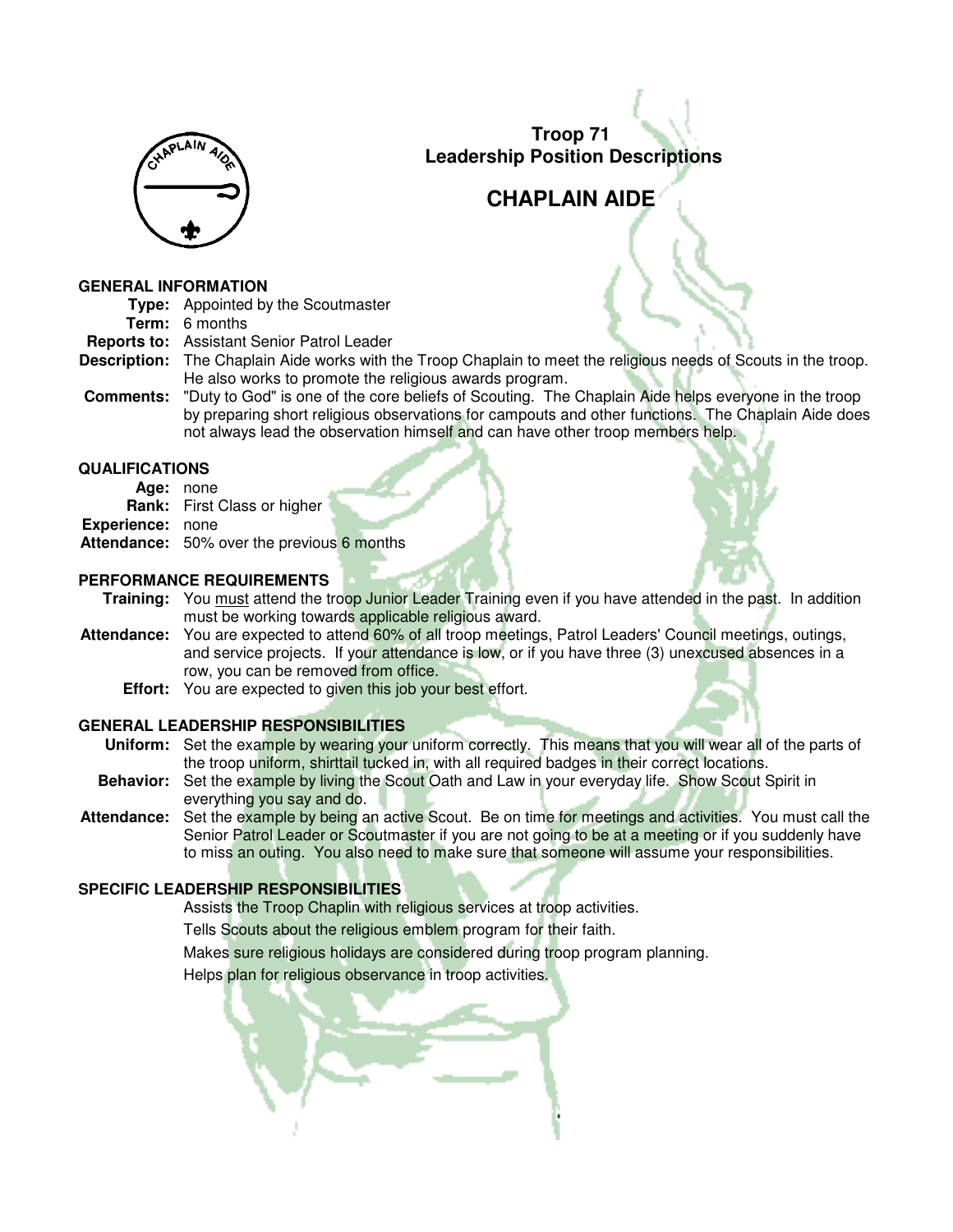# Troop 71
## Leadership Position Descriptions

# CHAPLAIN AIDE

### GENERAL INFORMATION

**Type:** Appointed by the Scoutmaster

**Term:** 6 months

**Reports to:** Assistant Senior Patrol Leader

**Description:** The Chaplain Aide works with the Troop Chaplain to meet the religious needs of Scouts in the troop. He also works to promote the religious awards program.

**Comments:** "Duty to God" is one of the core beliefs of Scouting. The Chaplain Aide helps everyone in the troop by preparing short religious observations for campouts and other functions. The Chaplain Aide does not always lead the observation himself and can have other troop members help.

### QUALIFICATIONS

**Age:** none

**Rank:** First Class or higher

**Experience:** none

**Attendance:** 50% over the previous 6 months

### PERFORMANCE REQUIREMENTS

**Training:** You <u>must</u> attend the troop Junior Leader Training even if you have attended in the past. In addition must be working towards applicable religious award.

**Attendance:** You are expected to attend 60% of all troop meetings, Patrol Leaders' Council meetings, outings, and service projects. If your attendance is low, or if you have three (3) unexcused absences in a row, you can be removed from office.

**Effort:** You are expected to given this job your best effort.

### GENERAL LEADERSHIP RESPONSIBILITIES

**Uniform:** Set the example by wearing your uniform correctly. This means that you will wear all of the parts of the troop uniform, shirttail tucked in, with all required badges in their correct locations.

**Behavior:** Set the example by living the Scout Oath and Law in your everyday life. Show Scout Spirit in everything you say and do.

**Attendance:** Set the example by being an active Scout. Be on time for meetings and activities. You must call the Senior Patrol Leader or Scoutmaster if you are not going to be at a meeting or if you suddenly have to miss an outing. You also need to make sure that someone will assume your responsibilities.

### SPECIFIC LEADERSHIP RESPONSIBILITIES

Assists the Troop Chaplin with religious services at troop activities.

Tells Scouts about the religious emblem program for their faith.

Makes sure religious holidays are considered during troop program planning.

Helps plan for religious observance in troop activities.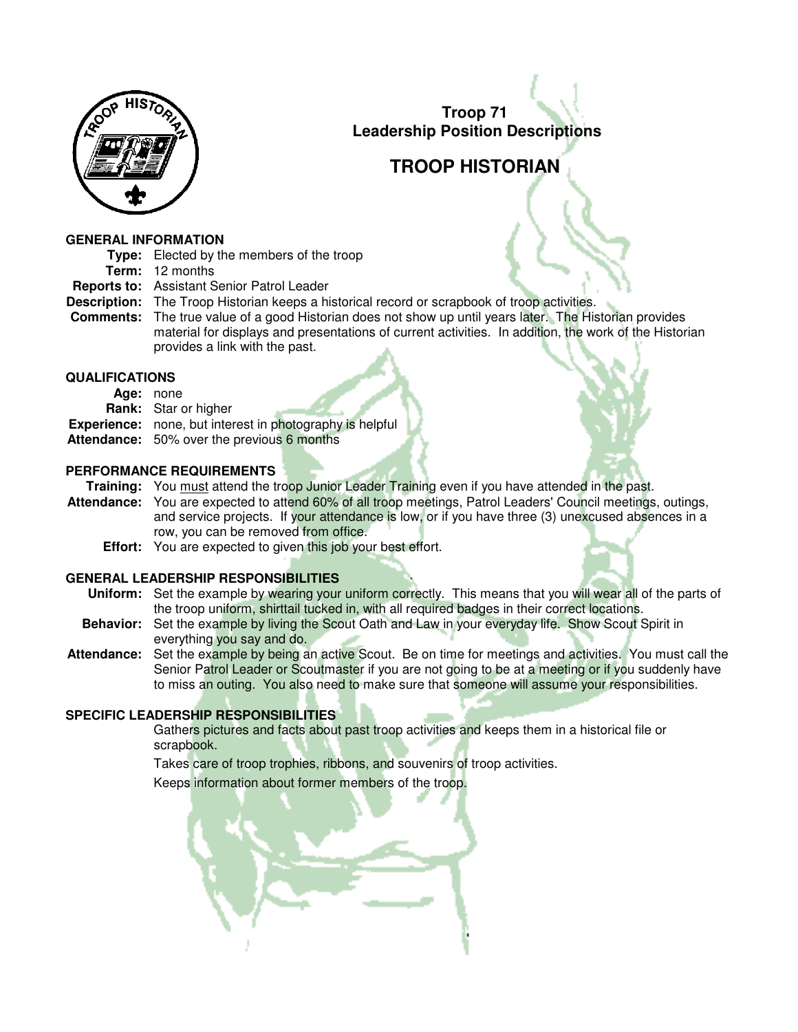Troop 71
Leadership Position Descriptions

# TROOP HISTORIAN

## GENERAL INFORMATION

**Type:** Elected by the members of the troop

**Term:** 12 months

**Reports to:** Assistant Senior Patrol Leader

**Description:** The Troop Historian keeps a historical record or scrapbook of troop activities.

**Comments:** The true value of a good Historian does not show up until years later. The Historian provides material for displays and presentations of current activities. In addition, the work of the Historian provides a link with the past.

## QUALIFICATIONS

**Age:** none

**Rank:** Star or higher

**Experience:** none, but interest in photography is helpful

**Attendance:** 50% over the previous 6 months

## PERFORMANCE REQUIREMENTS

**Training:** You must attend the troop Junior Leader Training even if you have attended in the past.

**Attendance:** You are expected to attend 60% of all troop meetings, Patrol Leaders' Council meetings, outings, and service projects. If your attendance is low, or if you have three (3) unexcused absences in a row, you can be removed from office.

**Effort:** You are expected to given this job your best effort.

## GENERAL LEADERSHIP RESPONSIBILITIES

**Uniform:** Set the example by wearing your uniform correctly. This means that you will wear all of the parts of the troop uniform, shirttail tucked in, with all required badges in their correct locations.

**Behavior:** Set the example by living the Scout Oath and Law in your everyday life. Show Scout Spirit in everything you say and do.

**Attendance:** Set the example by being an active Scout. Be on time for meetings and activities. You must call the Senior Patrol Leader or Scoutmaster if you are not going to be at a meeting or if you suddenly have to miss an outing. You also need to make sure that someone will assume your responsibilities.

## SPECIFIC LEADERSHIP RESPONSIBILITIES

Gathers pictures and facts about past troop activities and keeps them in a historical file or scrapbook.

Takes care of troop trophies, ribbons, and souvenirs of troop activities.

Keeps information about former members of the troop.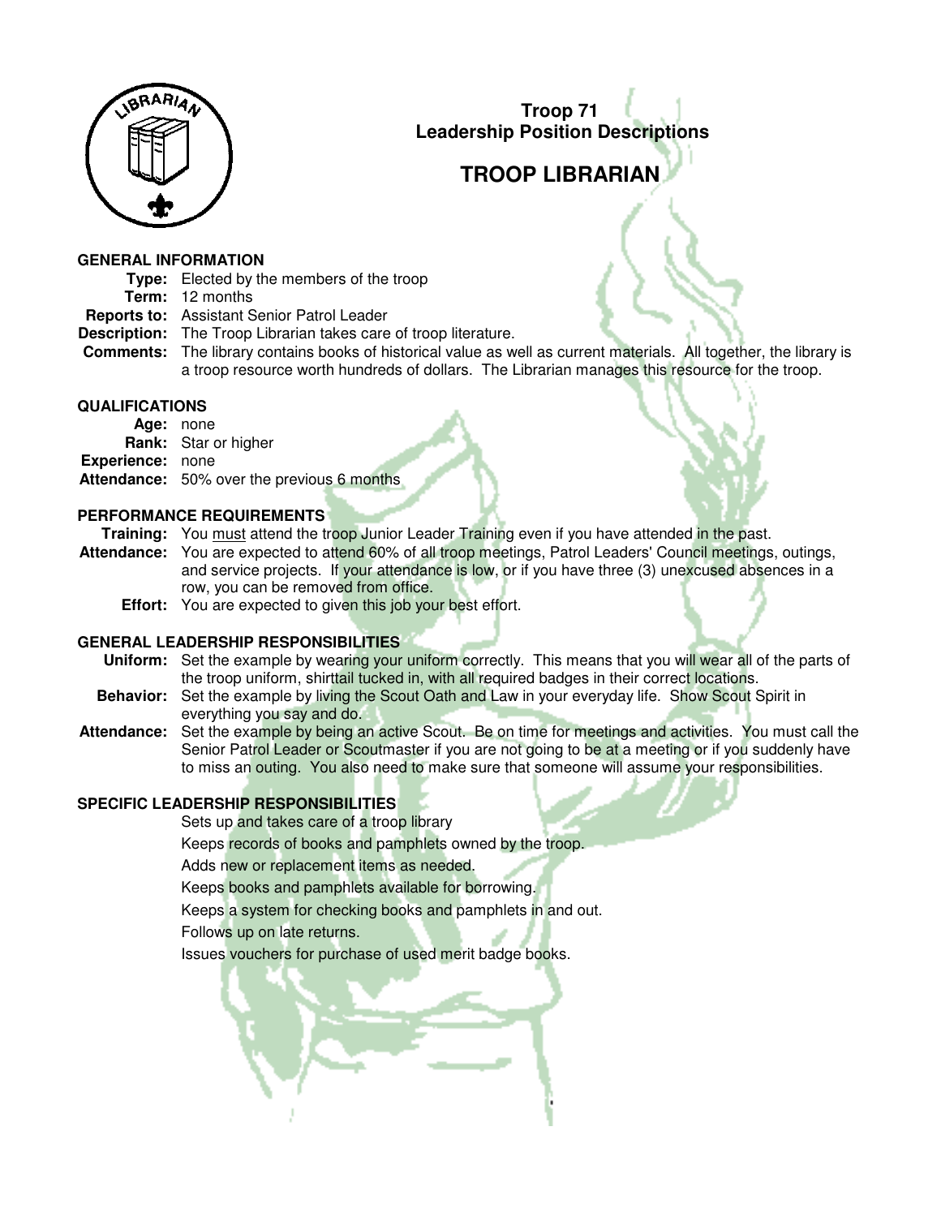## Troop 71
## Leadership Position Descriptions

# TROOP LIBRARIAN

### GENERAL INFORMATION

**Type:** Elected by the members of the troop
**Term:** 12 months
**Reports to:** Assistant Senior Patrol Leader
**Description:** The Troop Librarian takes care of troop literature.
**Comments:** The library contains books of historical value as well as current materials. All together, the library is a troop resource worth hundreds of dollars. The Librarian manages this resource for the troop.

### QUALIFICATIONS

**Age:** none
**Rank:** Star or higher
**Experience:** none
**Attendance:** 50% over the previous 6 months

### PERFORMANCE REQUIREMENTS

**Training:** You must attend the troop Junior Leader Training even if you have attended in the past.
**Attendance:** You are expected to attend 60% of all troop meetings, Patrol Leaders' Council meetings, outings, and service projects. If your attendance is low, or if you have three (3) unexcused absences in a row, you can be removed from office.
**Effort:** You are expected to given this job your best effort.

### GENERAL LEADERSHIP RESPONSIBILITIES

**Uniform:** Set the example by wearing your uniform correctly. This means that you will wear all of the parts of the troop uniform, shirttail tucked in, with all required badges in their correct locations.
**Behavior:** Set the example by living the Scout Oath and Law in your everyday life. Show Scout Spirit in everything you say and do.
**Attendance:** Set the example by being an active Scout. Be on time for meetings and activities. You must call the Senior Patrol Leader or Scoutmaster if you are not going to be at a meeting or if you suddenly have to miss an outing. You also need to make sure that someone will assume your responsibilities.

### SPECIFIC LEADERSHIP RESPONSIBILITIES

Sets up and takes care of a troop library

Keeps records of books and pamphlets owned by the troop.

Adds new or replacement items as needed.

Keeps books and pamphlets available for borrowing.

Keeps a system for checking books and pamphlets in and out.

Follows up on late returns.

Issues vouchers for purchase of used merit badge books.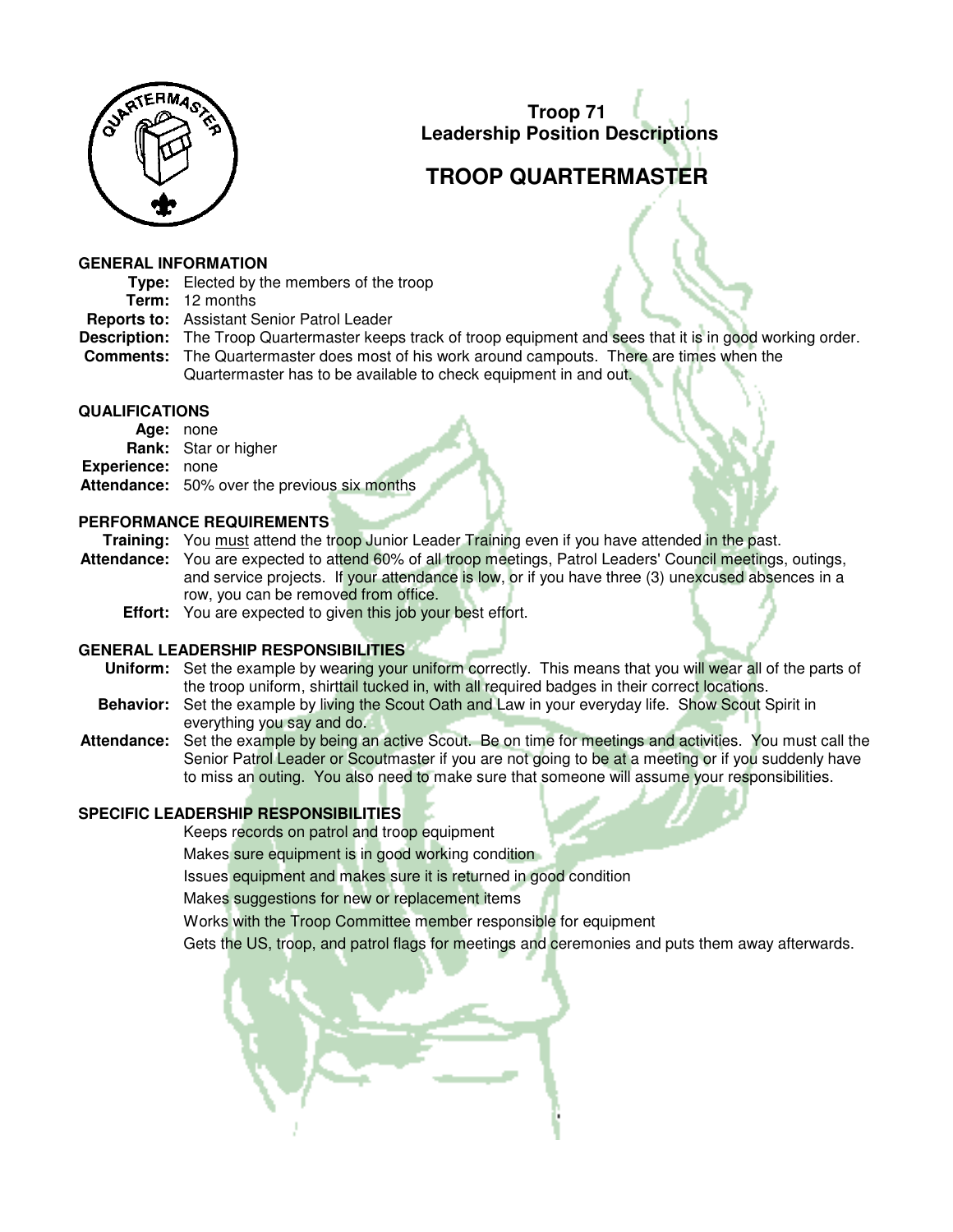# Troop 71
## Leadership Position Descriptions

# TROOP QUARTERMASTER

### GENERAL INFORMATION

**Type:** Elected by the members of the troop
**Term:** 12 months
**Reports to:** Assistant Senior Patrol Leader
**Description:** The Troop Quartermaster keeps track of troop equipment and sees that it is in good working order.
**Comments:** The Quartermaster does most of his work around campouts. There are times when the Quartermaster has to be available to check equipment in and out.

### QUALIFICATIONS

**Age:** none
**Rank:** Star or higher
**Experience:** none
**Attendance:** 50% over the previous six months

### PERFORMANCE REQUIREMENTS

**Training:** You <u>must</u> attend the troop Junior Leader Training even if you have attended in the past.
**Attendance:** You are expected to attend 60% of all troop meetings, Patrol Leaders' Council meetings, outings, and service projects. If your attendance is low, or if you have three (3) unexcused absences in a row, you can be removed from office.
**Effort:** You are expected to given this job your best effort.

### GENERAL LEADERSHIP RESPONSIBILITIES

**Uniform:** Set the example by wearing your uniform correctly. This means that you will wear all of the parts of the troop uniform, shirttail tucked in, with all required badges in their correct locations.
**Behavior:** Set the example by living the Scout Oath and Law in your everyday life. Show Scout Spirit in everything you say and do.
**Attendance:** Set the example by being an active Scout. Be on time for meetings and activities. You must call the Senior Patrol Leader or Scoutmaster if you are not going to be at a meeting or if you suddenly have to miss an outing. You also need to make sure that someone will assume your responsibilities.

### SPECIFIC LEADERSHIP RESPONSIBILITIES

Keeps records on patrol and troop equipment
Makes sure equipment is in good working condition
Issues equipment and makes sure it is returned in good condition
Makes suggestions for new or replacement items
Works with the Troop Committee member responsible for equipment
Gets the US, troop, and patrol flags for meetings and ceremonies and puts them away afterwards.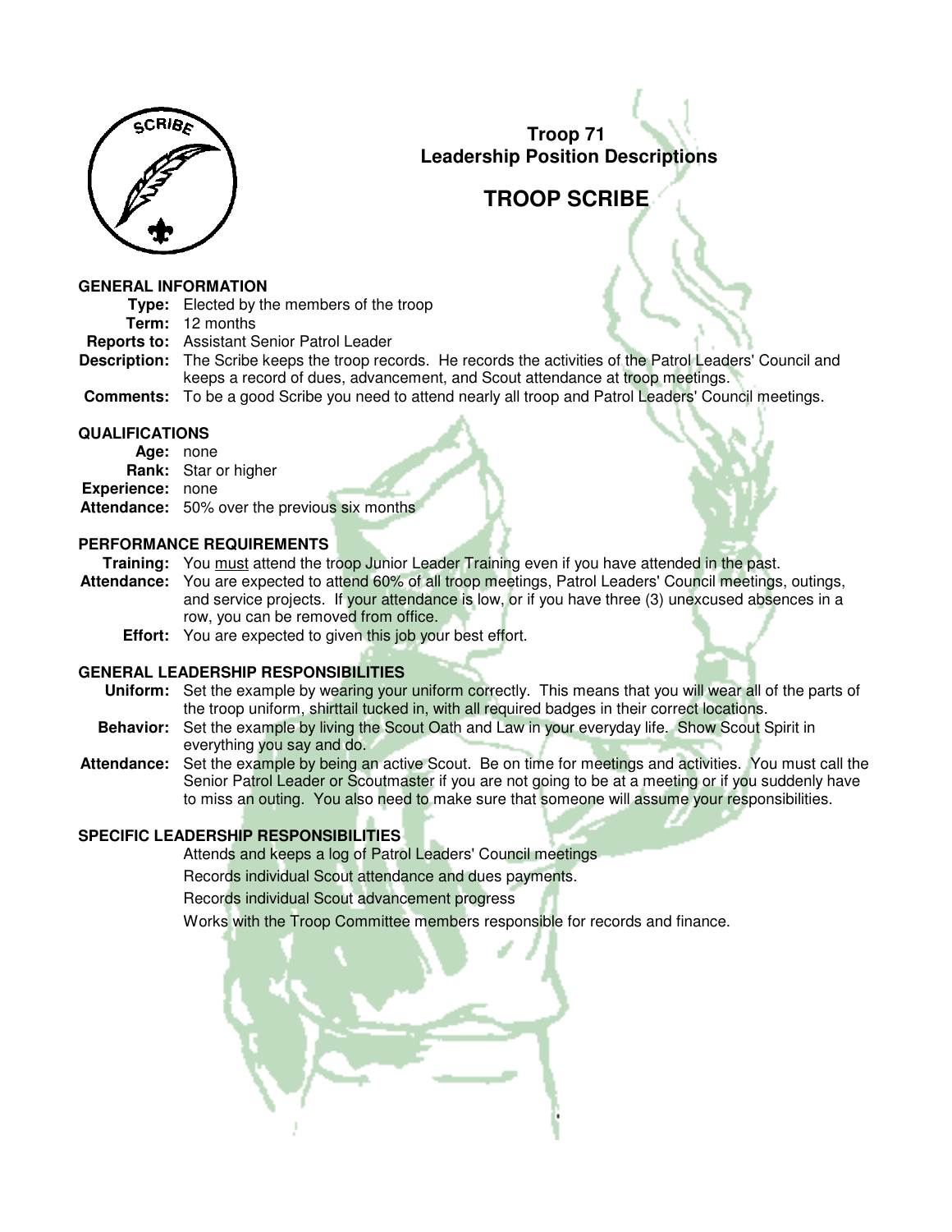# Troop 71
## Leadership Position Descriptions

# TROOP SCRIBE

### GENERAL INFORMATION

**Type:** Elected by the members of the troop

**Term:** 12 months

**Reports to:** Assistant Senior Patrol Leader

**Description:** The Scribe keeps the troop records. He records the activities of the Patrol Leaders' Council and keeps a record of dues, advancement, and Scout attendance at troop meetings.

**Comments:** To be a good Scribe you need to attend nearly all troop and Patrol Leaders' Council meetings.

### QUALIFICATIONS

**Age:** none

**Rank:** Star or higher

**Experience:** none

**Attendance:** 50% over the previous six months

### PERFORMANCE REQUIREMENTS

**Training:** You <u>must</u> attend the troop Junior Leader Training even if you have attended in the past.

**Attendance:** You are expected to attend 60% of all troop meetings, Patrol Leaders' Council meetings, outings, and service projects. If your attendance is low, or if you have three (3) unexcused absences in a row, you can be removed from office.

**Effort:** You are expected to given this job your best effort.

### GENERAL LEADERSHIP RESPONSIBILITIES

**Uniform:** Set the example by wearing your uniform correctly. This means that you will wear all of the parts of the troop uniform, shirttail tucked in, with all required badges in their correct locations.

**Behavior:** Set the example by living the Scout Oath and Law in your everyday life. Show Scout Spirit in everything you say and do.

**Attendance:** Set the example by being an active Scout. Be on time for meetings and activities. You must call the Senior Patrol Leader or Scoutmaster if you are not going to be at a meeting or if you suddenly have to miss an outing. You also need to make sure that someone will assume your responsibilities.

### SPECIFIC LEADERSHIP RESPONSIBILITIES

Attends and keeps a log of Patrol Leaders' Council meetings

Records individual Scout attendance and dues payments.

Records individual Scout advancement progress

Works with the Troop Committee members responsible for records and finance.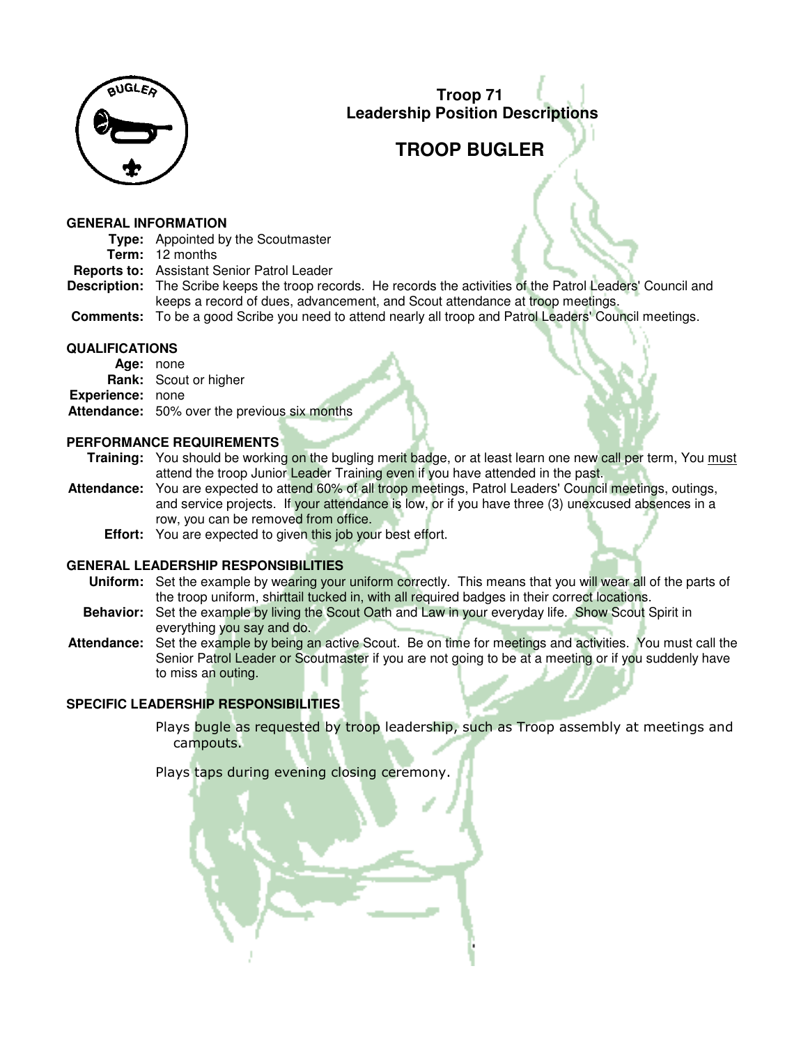# Troop 71
## Leadership Position Descriptions

# TROOP BUGLER

### GENERAL INFORMATION

**Type:** Appointed by the Scoutmaster
**Term:** 12 months
**Reports to:** Assistant Senior Patrol Leader
**Description:** The Scribe keeps the troop records. He records the activities of the Patrol Leaders' Council and keeps a record of dues, advancement, and Scout attendance at troop meetings.
**Comments:** To be a good Scribe you need to attend nearly all troop and Patrol Leaders' Council meetings.

### QUALIFICATIONS

**Age:** none
**Rank:** Scout or higher
**Experience:** none
**Attendance:** 50% over the previous six months

### PERFORMANCE REQUIREMENTS

**Training:** You should be working on the bugling merit badge, or at least learn one new call per term, You must attend the troop Junior Leader Training even if you have attended in the past.
**Attendance:** You are expected to attend 60% of all troop meetings, Patrol Leaders' Council meetings, outings, and service projects. If your attendance is low, or if you have three (3) unexcused absences in a row, you can be removed from office.
**Effort:** You are expected to given this job your best effort.

### GENERAL LEADERSHIP RESPONSIBILITIES

**Uniform:** Set the example by wearing your uniform correctly. This means that you will wear all of the parts of the troop uniform, shirttail tucked in, with all required badges in their correct locations.
**Behavior:** Set the example by living the Scout Oath and Law in your everyday life. Show Scout Spirit in everything you say and do.
**Attendance:** Set the example by being an active Scout. Be on time for meetings and activities. You must call the Senior Patrol Leader or Scoutmaster if you are not going to be at a meeting or if you suddenly have to miss an outing.

### SPECIFIC LEADERSHIP RESPONSIBILITIES

Plays bugle as requested by troop leadership, such as Troop assembly at meetings and campouts.

Plays taps during evening closing ceremony.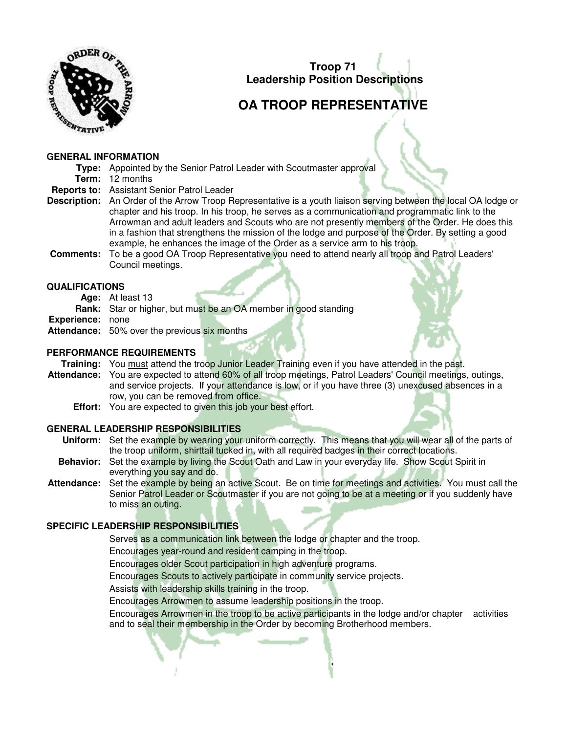# Troop 71
## Leadership Position Descriptions

# OA TROOP REPRESENTATIVE

### GENERAL INFORMATION

**Type:** Appointed by the Senior Patrol Leader with Scoutmaster approval

**Term:** 12 months

**Reports to:** Assistant Senior Patrol Leader

**Description:** An Order of the Arrow Troop Representative is a youth liaison serving between the local OA lodge or chapter and his troop. In his troop, he serves as a communication and programmatic link to the Arrowman and adult leaders and Scouts who are not presently members of the Order. He does this in a fashion that strengthens the mission of the lodge and purpose of the Order. By setting a good example, he enhances the image of the Order as a service arm to his troop.

**Comments:** To be a good OA Troop Representative you need to attend nearly all troop and Patrol Leaders' Council meetings.

### QUALIFICATIONS

**Age:** At least 13

**Rank:** Star or higher, but must be an OA member in good standing

**Experience:** none

**Attendance:** 50% over the previous six months

### PERFORMANCE REQUIREMENTS

**Training:** You must attend the troop Junior Leader Training even if you have attended in the past.

**Attendance:** You are expected to attend 60% of all troop meetings, Patrol Leaders' Council meetings, outings, and service projects. If your attendance is low, or if you have three (3) unexcused absences in a row, you can be removed from office.

**Effort:** You are expected to given this job your best effort.

### GENERAL LEADERSHIP RESPONSIBILITIES

**Uniform:** Set the example by wearing your uniform correctly. This means that you will wear all of the parts of the troop uniform, shirttail tucked in, with all required badges in their correct locations.

**Behavior:** Set the example by living the Scout Oath and Law in your everyday life. Show Scout Spirit in everything you say and do.

**Attendance:** Set the example by being an active Scout. Be on time for meetings and activities. You must call the Senior Patrol Leader or Scoutmaster if you are not going to be at a meeting or if you suddenly have to miss an outing.

### SPECIFIC LEADERSHIP RESPONSIBILITIES

Serves as a communication link between the lodge or chapter and the troop.

Encourages year-round and resident camping in the troop.

Encourages older Scout participation in high adventure programs.

Encourages Scouts to actively participate in community service projects.

Assists with leadership skills training in the troop.

Encourages Arrowmen to assume leadership positions in the troop.

Encourages Arrowmen in the troop to be active participants in the lodge and/or chapter activities and to seal their membership in the Order by becoming Brotherhood members.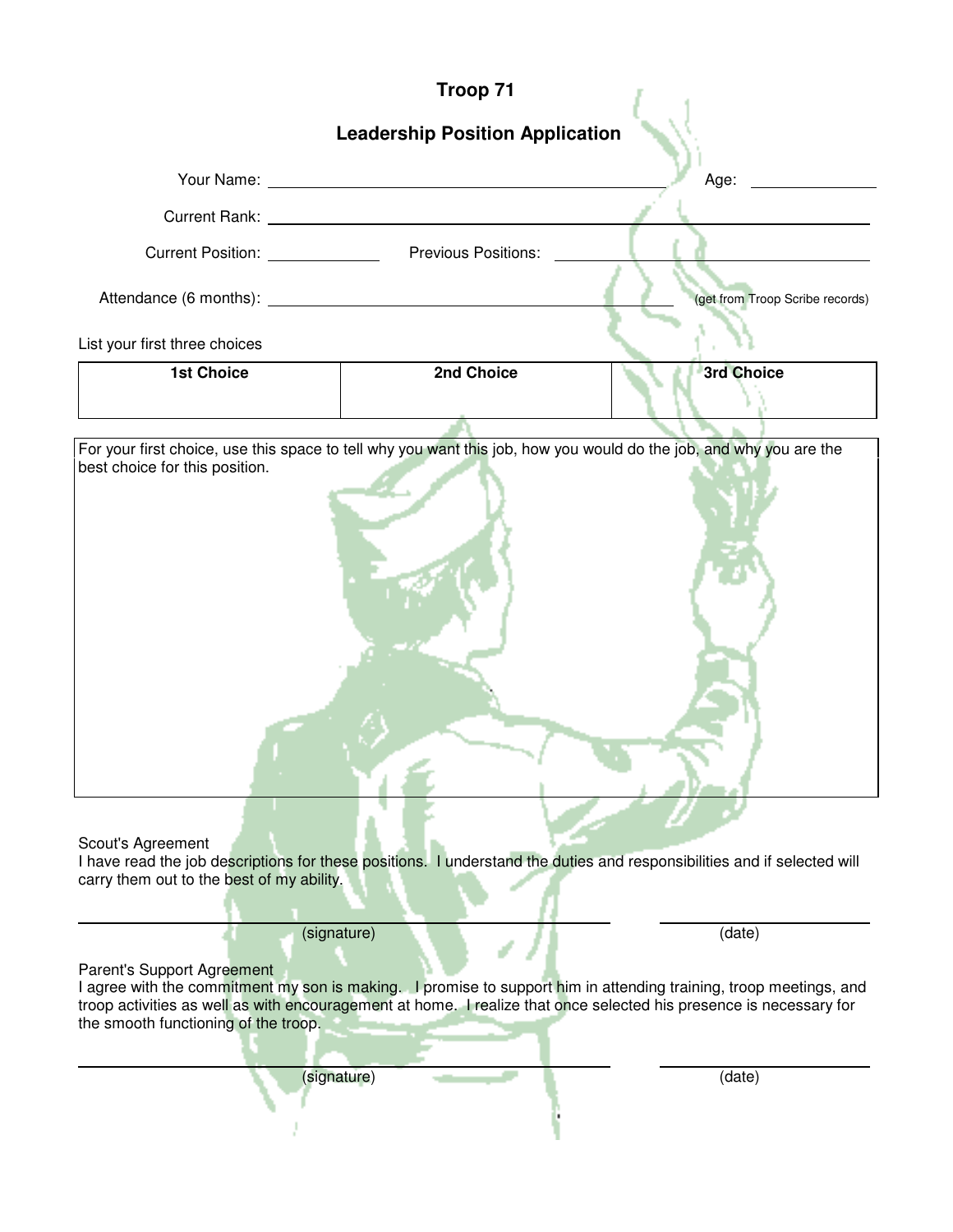# Troop 71

## Leadership Position Application

Your Name: ______________________________ Age: __________

Current Rank: ______________________________

Current Position: __________ Previous Positions: ______________________________

Attendance (6 months): ______________________________ (get from Troop Scribe records)

List your first three choices

| 1st Choice | 2nd Choice | 3rd Choice |
| --- | --- | --- |
| | | |

For your first choice, use this space to tell why you want this job, how you would do the job, and why you are the best choice for this position.

Scout's Agreement

I have read the job descriptions for these positions. I understand the duties and responsibilities and if selected will carry them out to the best of my ability.

______________________________ (signature) __________ (date)

Parent's Support Agreement

I agree with the commitment my son is making. I promise to support him in attending training, troop meetings, and troop activities as well as with encouragement at home. I realize that once selected his presence is necessary for the smooth functioning of the troop.

______________________________ (signature) __________ (date)